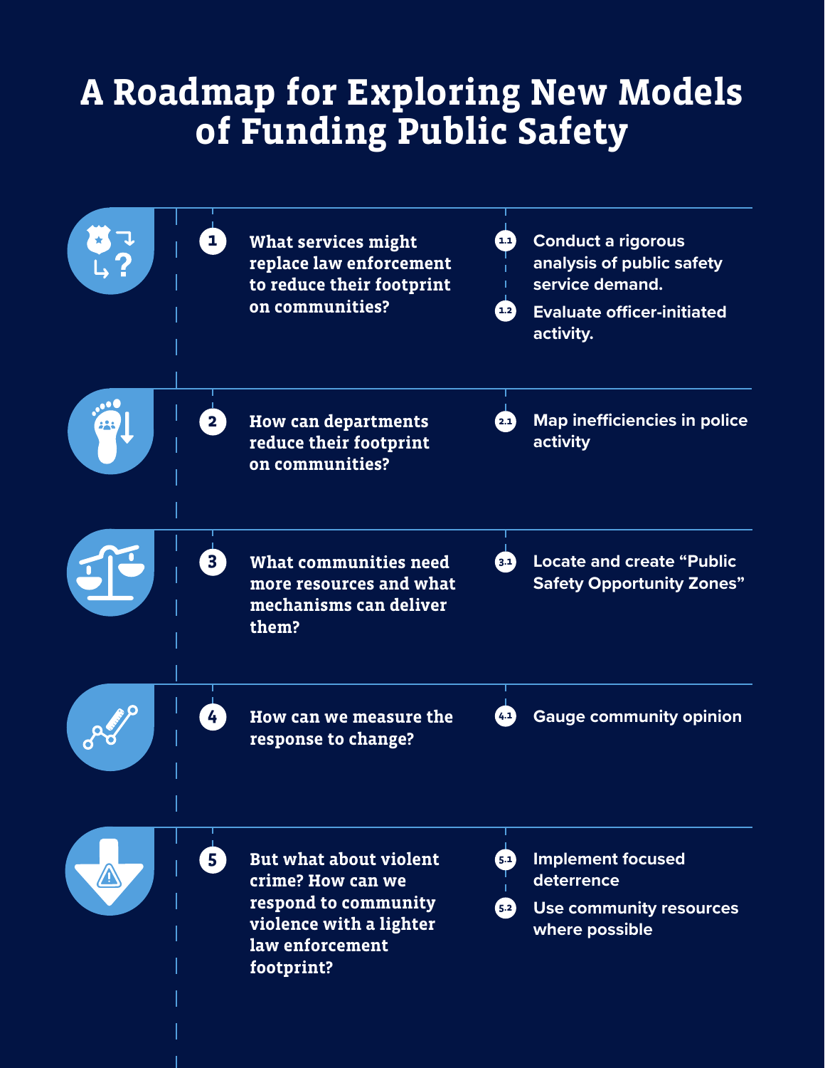# A Roadmap for Exploring New Models of Funding Public Safety

**1. What services might replace law enforcement to reduce their footprint on communities?**

- **1.1** Conduct a rigorous analysis of public safety service demand.
- **1.2** Evaluate officer-initiated activity.

**2. How can departments reduce their footprint on communities?**

- **2.1** Map inefficiencies in police activity

**3. What communities need more resources and what mechanisms can deliver them?**

- **3.1** Locate and create "Public Safety Opportunity Zones"

**4. How can we measure the response to change?**

- **4.1** Gauge community opinion

**5. But what about violent crime? How can we respond to community violence with a lighter law enforcement footprint?**

- **5.1** Implement focused deterrence
- **5.2** Use community resources where possible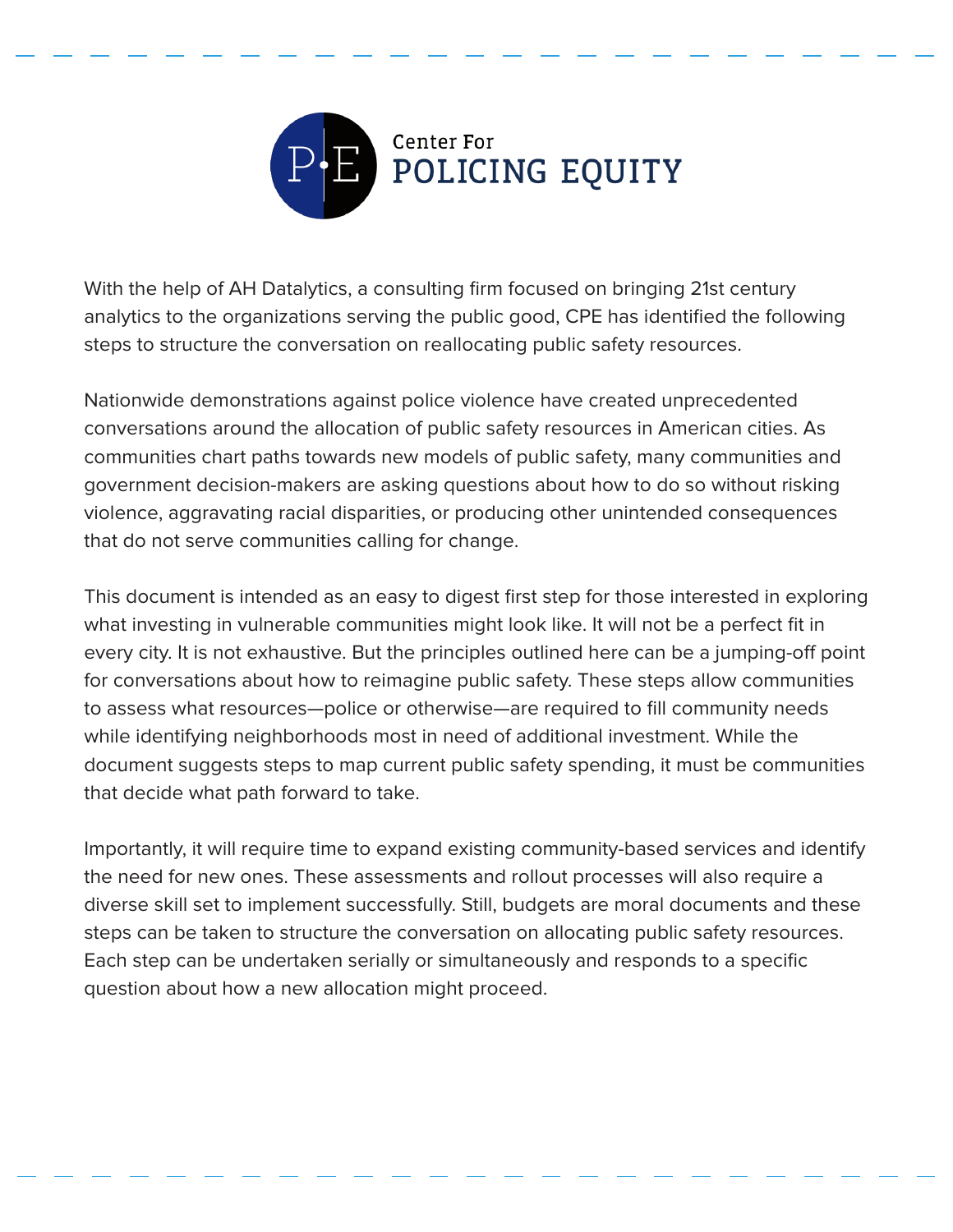Center For
# POLICING EQUITY

With the help of AH Datalytics, a consulting firm focused on bringing 21st century analytics to the organizations serving the public good, CPE has identified the following steps to structure the conversation on reallocating public safety resources.

Nationwide demonstrations against police violence have created unprecedented conversations around the allocation of public safety resources in American cities. As communities chart paths towards new models of public safety, many communities and government decision-makers are asking questions about how to do so without risking violence, aggravating racial disparities, or producing other unintended consequences that do not serve communities calling for change.

This document is intended as an easy to digest first step for those interested in exploring what investing in vulnerable communities might look like. It will not be a perfect fit in every city. It is not exhaustive. But the principles outlined here can be a jumping-off point for conversations about how to reimagine public safety. These steps allow communities to assess what resources—police or otherwise—are required to fill community needs while identifying neighborhoods most in need of additional investment. While the document suggests steps to map current public safety spending, it must be communities that decide what path forward to take.

Importantly, it will require time to expand existing community-based services and identify the need for new ones. These assessments and rollout processes will also require a diverse skill set to implement successfully. Still, budgets are moral documents and these steps can be taken to structure the conversation on allocating public safety resources. Each step can be undertaken serially or simultaneously and responds to a specific question about how a new allocation might proceed.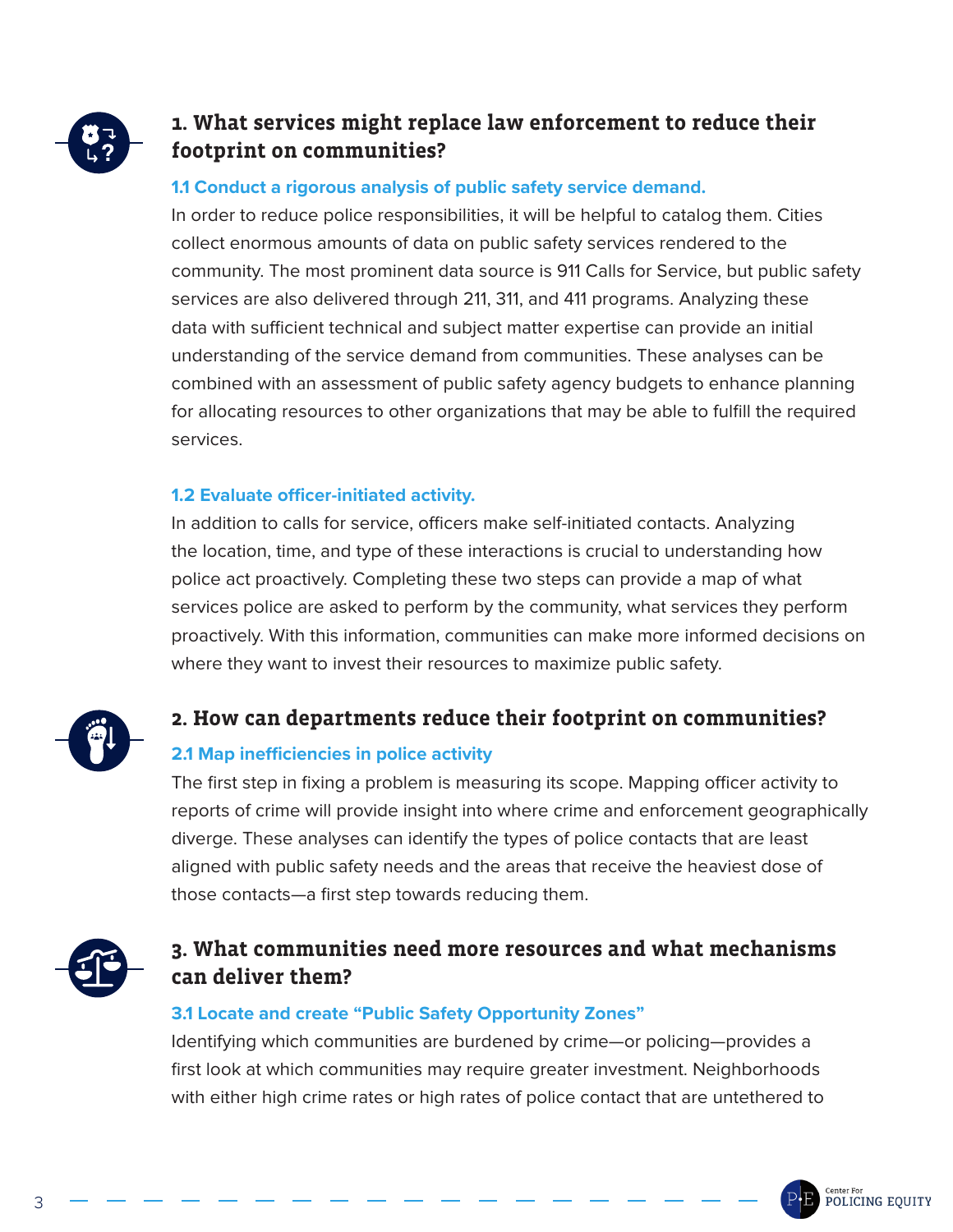## 1. What services might replace law enforcement to reduce their footprint on communities?

### 1.1 Conduct a rigorous analysis of public safety service demand.

In order to reduce police responsibilities, it will be helpful to catalog them. Cities collect enormous amounts of data on public safety services rendered to the community. The most prominent data source is 911 Calls for Service, but public safety services are also delivered through 211, 311, and 411 programs. Analyzing these data with sufficient technical and subject matter expertise can provide an initial understanding of the service demand from communities. These analyses can be combined with an assessment of public safety agency budgets to enhance planning for allocating resources to other organizations that may be able to fulfill the required services.

### 1.2 Evaluate officer-initiated activity.

In addition to calls for service, officers make self-initiated contacts. Analyzing the location, time, and type of these interactions is crucial to understanding how police act proactively. Completing these two steps can provide a map of what services police are asked to perform by the community, what services they perform proactively. With this information, communities can make more informed decisions on where they want to invest their resources to maximize public safety.

## 2. How can departments reduce their footprint on communities?

### 2.1 Map inefficiencies in police activity

The first step in fixing a problem is measuring its scope. Mapping officer activity to reports of crime will provide insight into where crime and enforcement geographically diverge. These analyses can identify the types of police contacts that are least aligned with public safety needs and the areas that receive the heaviest dose of those contacts—a first step towards reducing them.

## 3. What communities need more resources and what mechanisms can deliver them?

### 3.1 Locate and create "Public Safety Opportunity Zones"

Identifying which communities are burdened by crime—or policing—provides a first look at which communities may require greater investment. Neighborhoods with either high crime rates or high rates of police contact that are untethered to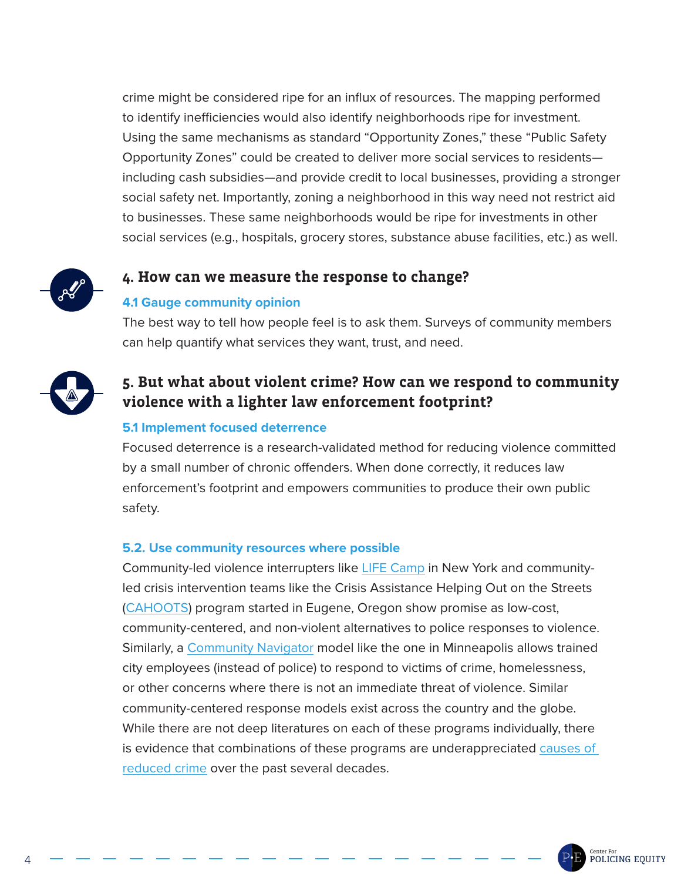crime might be considered ripe for an influx of resources. The mapping performed to identify inefficiencies would also identify neighborhoods ripe for investment. Using the same mechanisms as standard "Opportunity Zones," these "Public Safety Opportunity Zones" could be created to deliver more social services to residents—including cash subsidies—and provide credit to local businesses, providing a stronger social safety net. Importantly, zoning a neighborhood in this way need not restrict aid to businesses. These same neighborhoods would be ripe for investments in other social services (e.g., hospitals, grocery stores, substance abuse facilities, etc.) as well.

## 4. How can we measure the response to change?

### 4.1 Gauge community opinion

The best way to tell how people feel is to ask them. Surveys of community members can help quantify what services they want, trust, and need.

## 5. But what about violent crime? How can we respond to community violence with a lighter law enforcement footprint?

### 5.1 Implement focused deterrence

Focused deterrence is a research-validated method for reducing violence committed by a small number of chronic offenders. When done correctly, it reduces law enforcement's footprint and empowers communities to produce their own public safety.

### 5.2. Use community resources where possible

Community-led violence interrupters like LIFE Camp in New York and community-led crisis intervention teams like the Crisis Assistance Helping Out on the Streets (CAHOOTS) program started in Eugene, Oregon show promise as low-cost, community-centered, and non-violent alternatives to police responses to violence. Similarly, a Community Navigator model like the one in Minneapolis allows trained city employees (instead of police) to respond to victims of crime, homelessness, or other concerns where there is not an immediate threat of violence. Similar community-centered response models exist across the country and the globe. While there are not deep literatures on each of these programs individually, there is evidence that combinations of these programs are underappreciated causes of reduced crime over the past several decades.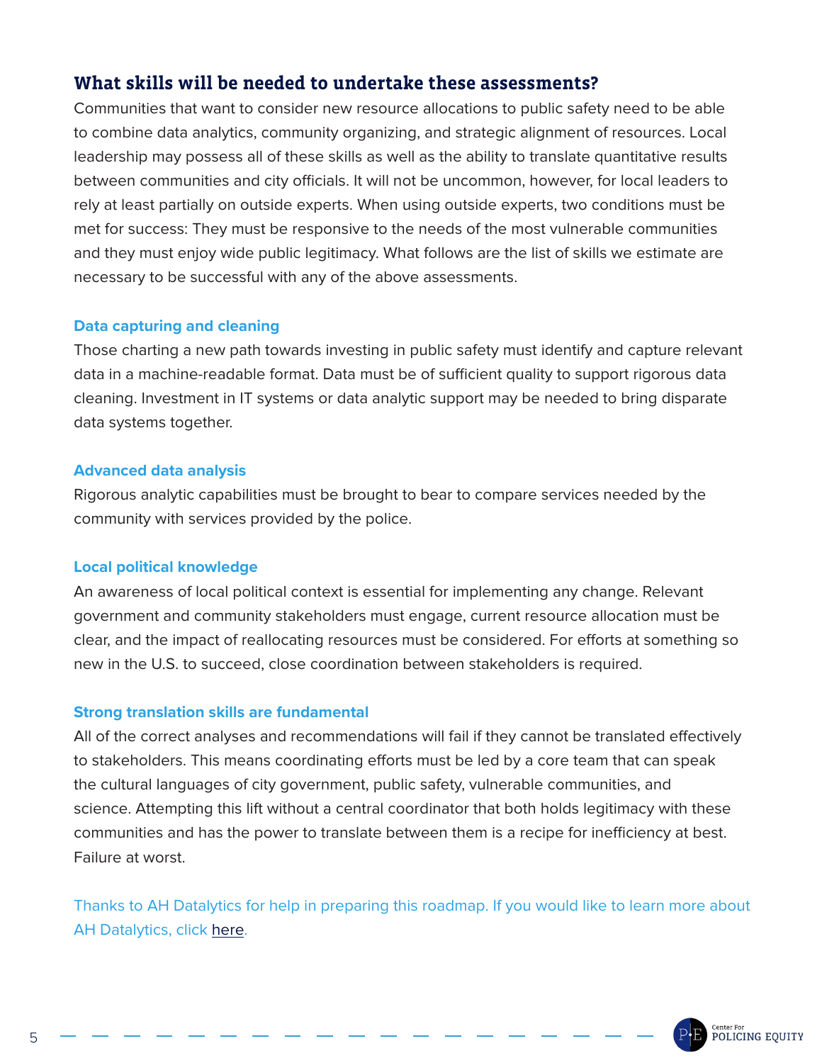## What skills will be needed to undertake these assessments?

Communities that want to consider new resource allocations to public safety need to be able to combine data analytics, community organizing, and strategic alignment of resources. Local leadership may possess all of these skills as well as the ability to translate quantitative results between communities and city officials. It will not be uncommon, however, for local leaders to rely at least partially on outside experts. When using outside experts, two conditions must be met for success: They must be responsive to the needs of the most vulnerable communities and they must enjoy wide public legitimacy. What follows are the list of skills we estimate are necessary to be successful with any of the above assessments.

### Data capturing and cleaning

Those charting a new path towards investing in public safety must identify and capture relevant data in a machine-readable format. Data must be of sufficient quality to support rigorous data cleaning. Investment in IT systems or data analytic support may be needed to bring disparate data systems together.

### Advanced data analysis

Rigorous analytic capabilities must be brought to bear to compare services needed by the community with services provided by the police.

### Local political knowledge

An awareness of local political context is essential for implementing any change. Relevant government and community stakeholders must engage, current resource allocation must be clear, and the impact of reallocating resources must be considered. For efforts at something so new in the U.S. to succeed, close coordination between stakeholders is required.

### Strong translation skills are fundamental

All of the correct analyses and recommendations will fail if they cannot be translated effectively to stakeholders. This means coordinating efforts must be led by a core team that can speak the cultural languages of city government, public safety, vulnerable communities, and science. Attempting this lift without a central coordinator that both holds legitimacy with these communities and has the power to translate between them is a recipe for inefficiency at best. Failure at worst.

Thanks to AH Datalytics for help in preparing this roadmap. If you would like to learn more about AH Datalytics, click here.